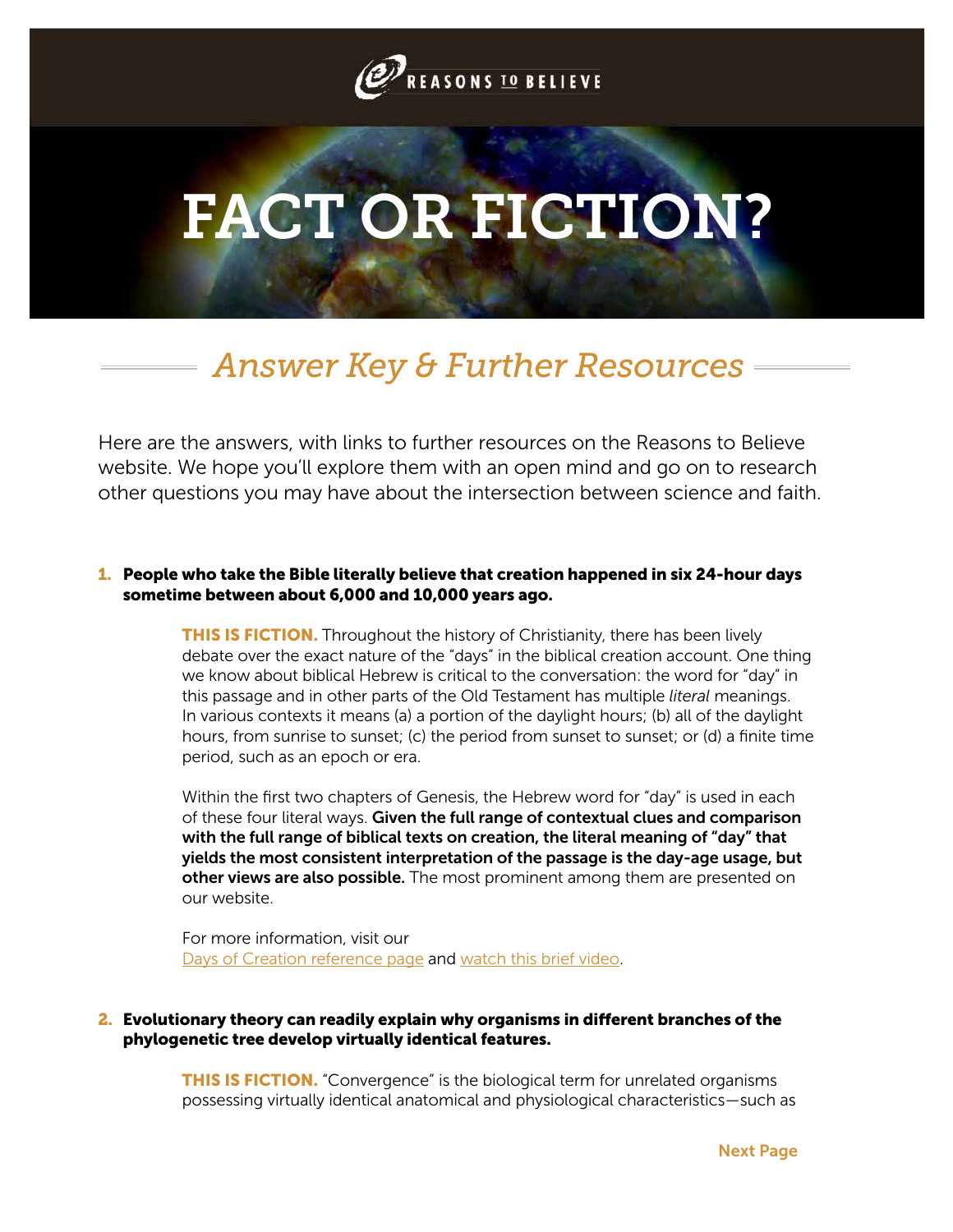REASONS TO BELIEVE

# FACT OR FICTION?

## *Answer Key & Further Resources*

Here are the answers, with links to further resources on the Reasons to Believe website. We hope you'll explore them with an open mind and go on to research other questions you may have about the intersection between science and faith.

**1. People who take the Bible literally believe that creation happened in six 24-hour days sometime between about 6,000 and 10,000 years ago.**

**THIS IS FICTION.** Throughout the history of Christianity, there has been lively debate over the exact nature of the "days" in the biblical creation account. One thing we know about biblical Hebrew is critical to the conversation: the word for "day" in this passage and in other parts of the Old Testament has multiple *literal* meanings. In various contexts it means (a) a portion of the daylight hours; (b) all of the daylight hours, from sunrise to sunset; (c) the period from sunset to sunset; or (d) a finite time period, such as an epoch or era.

Within the first two chapters of Genesis, the Hebrew word for "day" is used in each of these four literal ways. **Given the full range of contextual clues and comparison with the full range of biblical texts on creation, the literal meaning of "day" that yields the most consistent interpretation of the passage is the day-age usage, but other views are also possible.** The most prominent among them are presented on our website.

For more information, visit our Days of Creation reference page and watch this brief video.

**2. Evolutionary theory can readily explain why organisms in different branches of the phylogenetic tree develop virtually identical features.**

**THIS IS FICTION.** "Convergence" is the biological term for unrelated organisms possessing virtually identical anatomical and physiological characteristics—such as

Next Page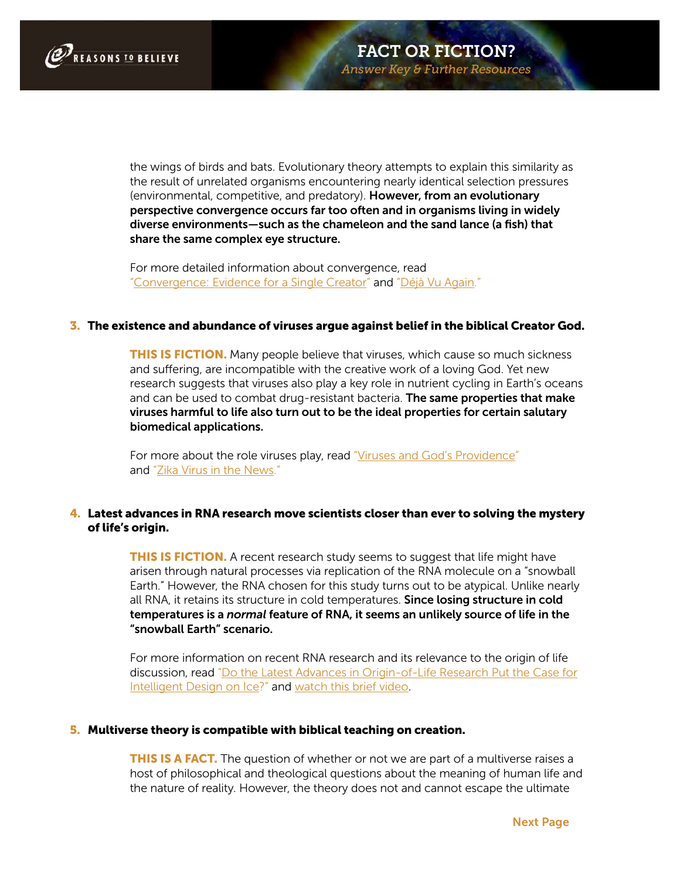the wings of birds and bats. Evolutionary theory attempts to explain this similarity as the result of unrelated organisms encountering nearly identical selection pressures (environmental, competitive, and predatory). **However, from an evolutionary perspective convergence occurs far too often and in organisms living in widely diverse environments—such as the chameleon and the sand lance (a fish) that share the same complex eye structure.**

For more detailed information about convergence, read "Convergence: Evidence for a Single Creator" and "Déjà Vu Again."

**3. The existence and abundance of viruses argue against belief in the biblical Creator God.**

**THIS IS FICTION.** Many people believe that viruses, which cause so much sickness and suffering, are incompatible with the creative work of a loving God. Yet new research suggests that viruses also play a key role in nutrient cycling in Earth's oceans and can be used to combat drug-resistant bacteria. **The same properties that make viruses harmful to life also turn out to be the ideal properties for certain salutary biomedical applications.**

For more about the role viruses play, read "Viruses and God's Providence" and "Zika Virus in the News."

**4. Latest advances in RNA research move scientists closer than ever to solving the mystery of life's origin.**

**THIS IS FICTION.** A recent research study seems to suggest that life might have arisen through natural processes via replication of the RNA molecule on a "snowball Earth." However, the RNA chosen for this study turns out to be atypical. Unlike nearly all RNA, it retains its structure in cold temperatures. **Since losing structure in cold temperatures is a *normal* feature of RNA, it seems an unlikely source of life in the "snowball Earth" scenario.**

For more information on recent RNA research and its relevance to the origin of life discussion, read "Do the Latest Advances in Origin-of-Life Research Put the Case for Intelligent Design on Ice?" and watch this brief video.

**5. Multiverse theory is compatible with biblical teaching on creation.**

**THIS IS A FACT.** The question of whether or not we are part of a multiverse raises a host of philosophical and theological questions about the meaning of human life and the nature of reality. However, the theory does not and cannot escape the ultimate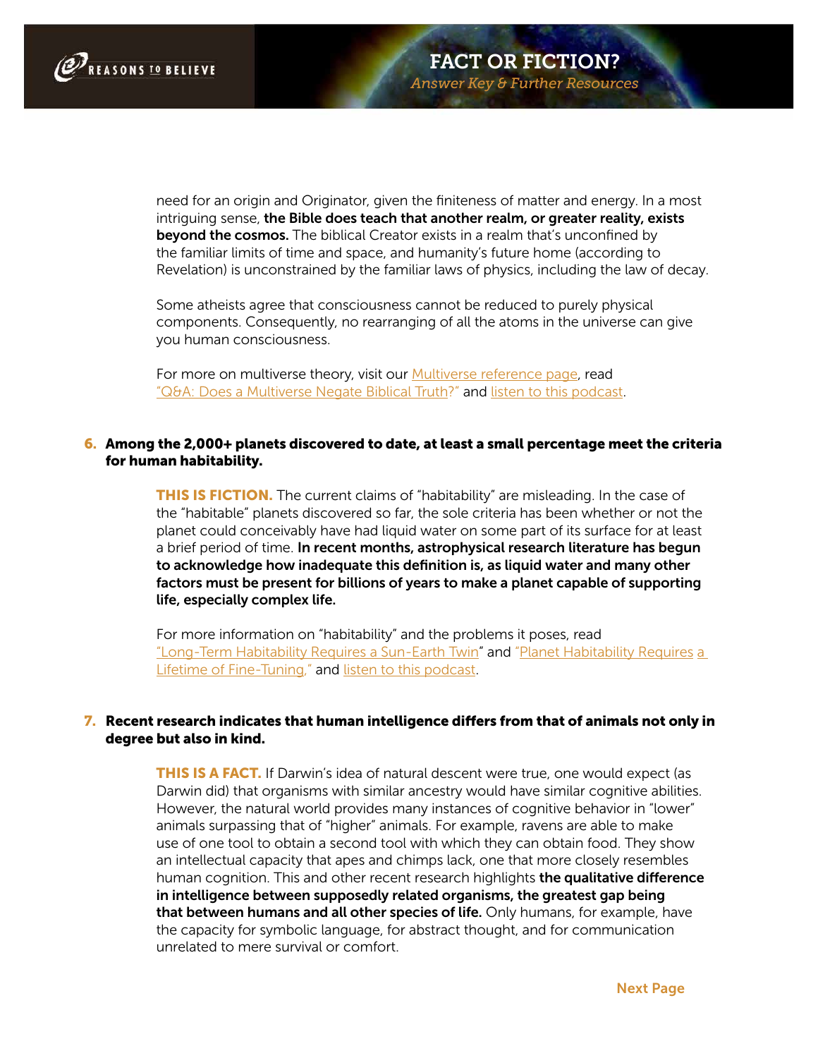need for an origin and Originator, given the finiteness of matter and energy. In a most intriguing sense, **the Bible does teach that another realm, or greater reality, exists beyond the cosmos.** The biblical Creator exists in a realm that's unconfined by the familiar limits of time and space, and humanity's future home (according to Revelation) is unconstrained by the familiar laws of physics, including the law of decay.

Some atheists agree that consciousness cannot be reduced to purely physical components. Consequently, no rearranging of all the atoms in the universe can give you human consciousness.

For more on multiverse theory, visit our Multiverse reference page, read "Q&A: Does a Multiverse Negate Biblical Truth?" and listen to this podcast.

**6. Among the 2,000+ planets discovered to date, at least a small percentage meet the criteria for human habitability.**

**THIS IS FICTION.** The current claims of "habitability" are misleading. In the case of the "habitable" planets discovered so far, the sole criteria has been whether or not the planet could conceivably have had liquid water on some part of its surface for at least a brief period of time. **In recent months, astrophysical research literature has begun to acknowledge how inadequate this definition is, as liquid water and many other factors must be present for billions of years to make a planet capable of supporting life, especially complex life.**

For more information on "habitability" and the problems it poses, read "Long-Term Habitability Requires a Sun-Earth Twin" and "Planet Habitability Requires a Lifetime of Fine-Tuning," and listen to this podcast.

**7. Recent research indicates that human intelligence differs from that of animals not only in degree but also in kind.**

**THIS IS A FACT.** If Darwin's idea of natural descent were true, one would expect (as Darwin did) that organisms with similar ancestry would have similar cognitive abilities. However, the natural world provides many instances of cognitive behavior in "lower" animals surpassing that of "higher" animals. For example, ravens are able to make use of one tool to obtain a second tool with which they can obtain food. They show an intellectual capacity that apes and chimps lack, one that more closely resembles human cognition. This and other recent research highlights **the qualitative difference in intelligence between supposedly related organisms, the greatest gap being that between humans and all other species of life.** Only humans, for example, have the capacity for symbolic language, for abstract thought, and for communication unrelated to mere survival or comfort.

Next Page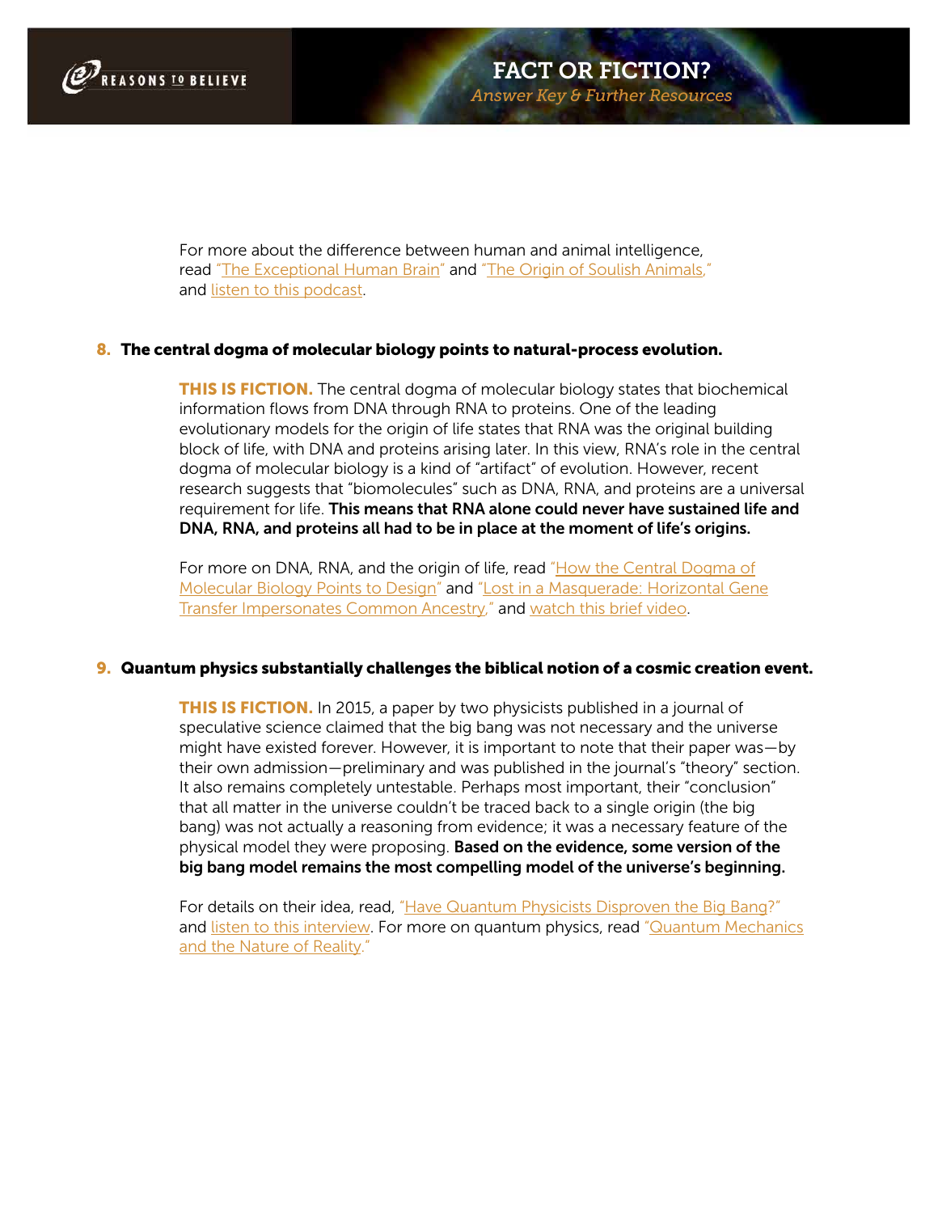For more about the difference between human and animal intelligence, read "The Exceptional Human Brain" and "The Origin of Soulish Animals," and listen to this podcast.

**8. The central dogma of molecular biology points to natural-process evolution.**

**THIS IS FICTION.** The central dogma of molecular biology states that biochemical information flows from DNA through RNA to proteins. One of the leading evolutionary models for the origin of life states that RNA was the original building block of life, with DNA and proteins arising later. In this view, RNA's role in the central dogma of molecular biology is a kind of "artifact" of evolution. However, recent research suggests that "biomolecules" such as DNA, RNA, and proteins are a universal requirement for life. **This means that RNA alone could never have sustained life and DNA, RNA, and proteins all had to be in place at the moment of life's origins.**

For more on DNA, RNA, and the origin of life, read "How the Central Dogma of Molecular Biology Points to Design" and "Lost in a Masquerade: Horizontal Gene Transfer Impersonates Common Ancestry," and watch this brief video.

**9. Quantum physics substantially challenges the biblical notion of a cosmic creation event.**

**THIS IS FICTION.** In 2015, a paper by two physicists published in a journal of speculative science claimed that the big bang was not necessary and the universe might have existed forever. However, it is important to note that their paper was—by their own admission—preliminary and was published in the journal's "theory" section. It also remains completely untestable. Perhaps most important, their "conclusion" that all matter in the universe couldn't be traced back to a single origin (the big bang) was not actually a reasoning from evidence; it was a necessary feature of the physical model they were proposing. **Based on the evidence, some version of the big bang model remains the most compelling model of the universe's beginning.**

For details on their idea, read, "Have Quantum Physicists Disproven the Big Bang?" and listen to this interview. For more on quantum physics, read "Quantum Mechanics and the Nature of Reality."